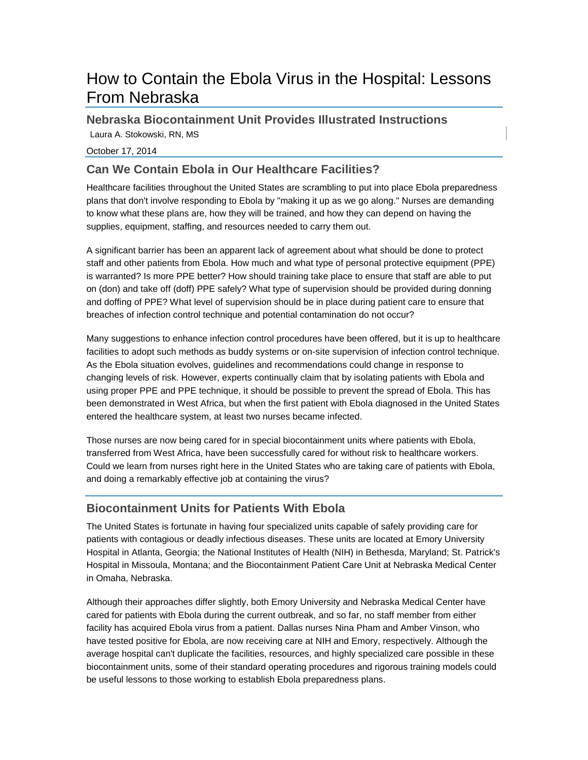# How to Contain the Ebola Virus in the Hospital: Lessons From Nebraska

## Nebraska Biocontainment Unit Provides Illustrated Instructions

Laura A. Stokowski, RN, MS

October 17, 2014

## Can We Contain Ebola in Our Healthcare Facilities?

Healthcare facilities throughout the United States are scrambling to put into place Ebola preparedness plans that don't involve responding to Ebola by "making it up as we go along." Nurses are demanding to know what these plans are, how they will be trained, and how they can depend on having the supplies, equipment, staffing, and resources needed to carry them out.

A significant barrier has been an apparent lack of agreement about what should be done to protect staff and other patients from Ebola. How much and what type of personal protective equipment (PPE) is warranted? Is more PPE better? How should training take place to ensure that staff are able to put on (don) and take off (doff) PPE safely? What type of supervision should be provided during donning and doffing of PPE? What level of supervision should be in place during patient care to ensure that breaches of infection control technique and potential contamination do not occur?

Many suggestions to enhance infection control procedures have been offered, but it is up to healthcare facilities to adopt such methods as buddy systems or on-site supervision of infection control technique. As the Ebola situation evolves, guidelines and recommendations could change in response to changing levels of risk. However, experts continually claim that by isolating patients with Ebola and using proper PPE and PPE technique, it should be possible to prevent the spread of Ebola. This has been demonstrated in West Africa, but when the first patient with Ebola diagnosed in the United States entered the healthcare system, at least two nurses became infected.

Those nurses are now being cared for in special biocontainment units where patients with Ebola, transferred from West Africa, have been successfully cared for without risk to healthcare workers. Could we learn from nurses right here in the United States who are taking care of patients with Ebola, and doing a remarkably effective job at containing the virus?

## Biocontainment Units for Patients With Ebola

The United States is fortunate in having four specialized units capable of safely providing care for patients with contagious or deadly infectious diseases. These units are located at Emory University Hospital in Atlanta, Georgia; the National Institutes of Health (NIH) in Bethesda, Maryland; St. Patrick's Hospital in Missoula, Montana; and the Biocontainment Patient Care Unit at Nebraska Medical Center in Omaha, Nebraska.

Although their approaches differ slightly, both Emory University and Nebraska Medical Center have cared for patients with Ebola during the current outbreak, and so far, no staff member from either facility has acquired Ebola virus from a patient. Dallas nurses Nina Pham and Amber Vinson, who have tested positive for Ebola, are now receiving care at NIH and Emory, respectively. Although the average hospital can't duplicate the facilities, resources, and highly specialized care possible in these biocontainment units, some of their standard operating procedures and rigorous training models could be useful lessons to those working to establish Ebola preparedness plans.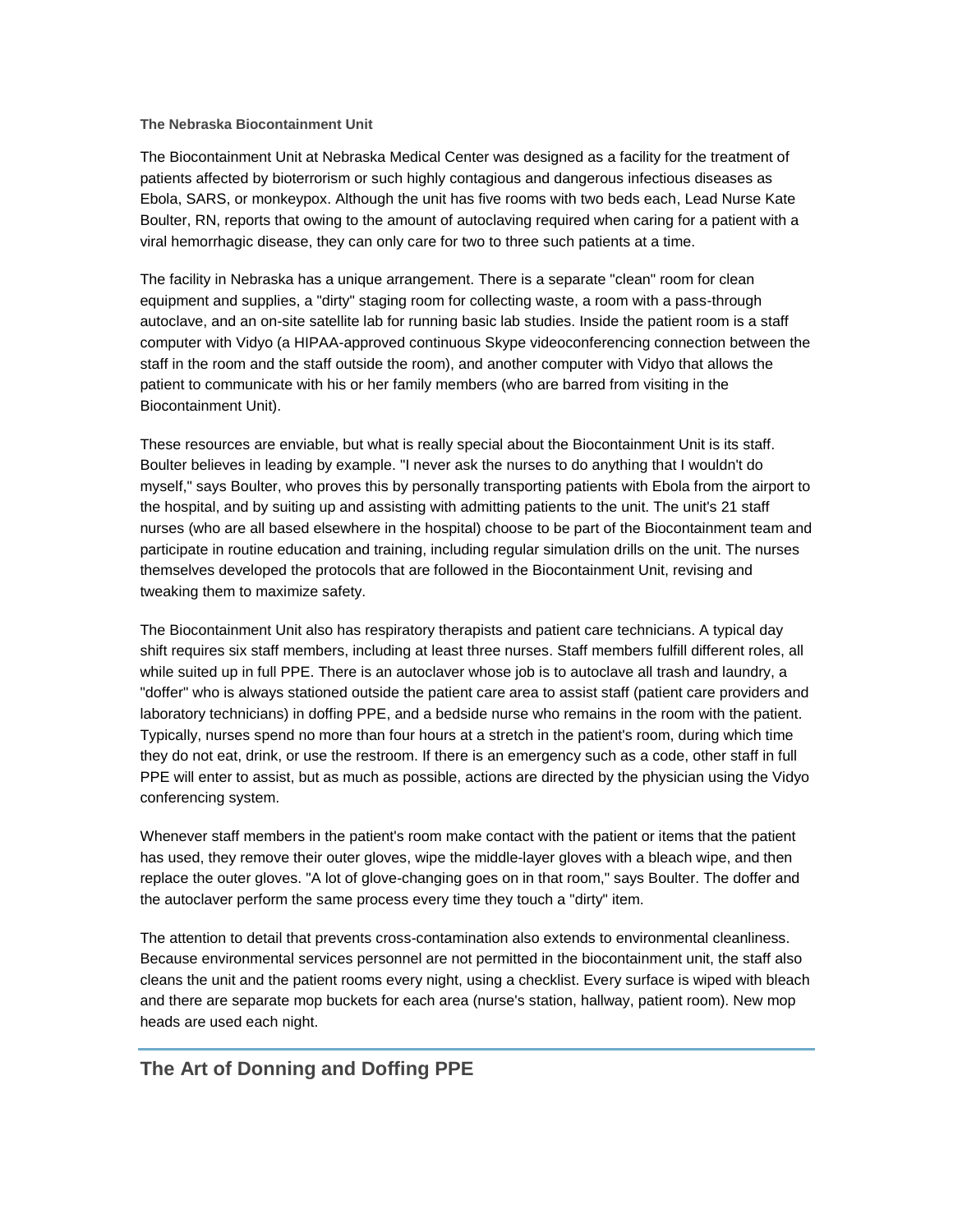**The Nebraska Biocontainment Unit**

The Biocontainment Unit at Nebraska Medical Center was designed as a facility for the treatment of patients affected by bioterrorism or such highly contagious and dangerous infectious diseases as Ebola, SARS, or monkeypox. Although the unit has five rooms with two beds each, Lead Nurse Kate Boulter, RN, reports that owing to the amount of autoclaving required when caring for a patient with a viral hemorrhagic disease, they can only care for two to three such patients at a time.

The facility in Nebraska has a unique arrangement. There is a separate "clean" room for clean equipment and supplies, a "dirty" staging room for collecting waste, a room with a pass-through autoclave, and an on-site satellite lab for running basic lab studies. Inside the patient room is a staff computer with Vidyo (a HIPAA-approved continuous Skype videoconferencing connection between the staff in the room and the staff outside the room), and another computer with Vidyo that allows the patient to communicate with his or her family members (who are barred from visiting in the Biocontainment Unit).

These resources are enviable, but what is really special about the Biocontainment Unit is its staff. Boulter believes in leading by example. "I never ask the nurses to do anything that I wouldn't do myself," says Boulter, who proves this by personally transporting patients with Ebola from the airport to the hospital, and by suiting up and assisting with admitting patients to the unit. The unit's 21 staff nurses (who are all based elsewhere in the hospital) choose to be part of the Biocontainment team and participate in routine education and training, including regular simulation drills on the unit. The nurses themselves developed the protocols that are followed in the Biocontainment Unit, revising and tweaking them to maximize safety.

The Biocontainment Unit also has respiratory therapists and patient care technicians. A typical day shift requires six staff members, including at least three nurses. Staff members fulfill different roles, all while suited up in full PPE. There is an autoclaver whose job is to autoclave all trash and laundry, a "doffer" who is always stationed outside the patient care area to assist staff (patient care providers and laboratory technicians) in doffing PPE, and a bedside nurse who remains in the room with the patient. Typically, nurses spend no more than four hours at a stretch in the patient's room, during which time they do not eat, drink, or use the restroom. If there is an emergency such as a code, other staff in full PPE will enter to assist, but as much as possible, actions are directed by the physician using the Vidyo conferencing system.

Whenever staff members in the patient's room make contact with the patient or items that the patient has used, they remove their outer gloves, wipe the middle-layer gloves with a bleach wipe, and then replace the outer gloves. "A lot of glove-changing goes on in that room," says Boulter. The doffer and the autoclaver perform the same process every time they touch a "dirty" item.

The attention to detail that prevents cross-contamination also extends to environmental cleanliness. Because environmental services personnel are not permitted in the biocontainment unit, the staff also cleans the unit and the patient rooms every night, using a checklist. Every surface is wiped with bleach and there are separate mop buckets for each area (nurse's station, hallway, patient room). New mop heads are used each night.

## The Art of Donning and Doffing PPE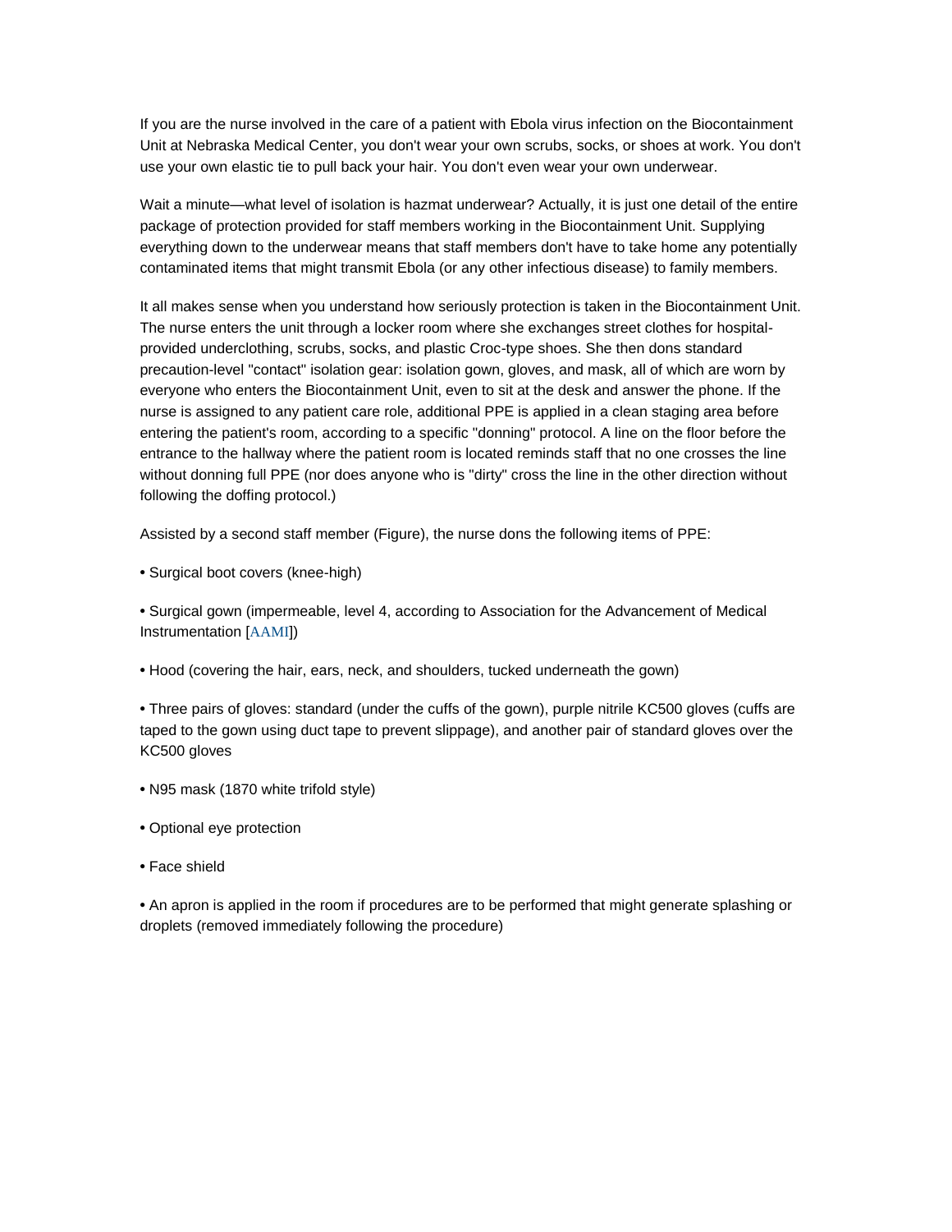If you are the nurse involved in the care of a patient with Ebola virus infection on the Biocontainment Unit at Nebraska Medical Center, you don't wear your own scrubs, socks, or shoes at work. You don't use your own elastic tie to pull back your hair. You don't even wear your own underwear.

Wait a minute—what level of isolation is hazmat underwear? Actually, it is just one detail of the entire package of protection provided for staff members working in the Biocontainment Unit. Supplying everything down to the underwear means that staff members don't have to take home any potentially contaminated items that might transmit Ebola (or any other infectious disease) to family members.

It all makes sense when you understand how seriously protection is taken in the Biocontainment Unit. The nurse enters the unit through a locker room where she exchanges street clothes for hospital-provided underclothing, scrubs, socks, and plastic Croc-type shoes. She then dons standard precaution-level "contact" isolation gear: isolation gown, gloves, and mask, all of which are worn by everyone who enters the Biocontainment Unit, even to sit at the desk and answer the phone. If the nurse is assigned to any patient care role, additional PPE is applied in a clean staging area before entering the patient's room, according to a specific "donning" protocol. A line on the floor before the entrance to the hallway where the patient room is located reminds staff that no one crosses the line without donning full PPE (nor does anyone who is "dirty" cross the line in the other direction without following the doffing protocol.)

Assisted by a second staff member (Figure), the nurse dons the following items of PPE:

- Surgical boot covers (knee-high)
- Surgical gown (impermeable, level 4, according to Association for the Advancement of Medical Instrumentation [AAMI])
- Hood (covering the hair, ears, neck, and shoulders, tucked underneath the gown)
- Three pairs of gloves: standard (under the cuffs of the gown), purple nitrile KC500 gloves (cuffs are taped to the gown using duct tape to prevent slippage), and another pair of standard gloves over the KC500 gloves
- N95 mask (1870 white trifold style)
- Optional eye protection
- Face shield
- An apron is applied in the room if procedures are to be performed that might generate splashing or droplets (removed immediately following the procedure)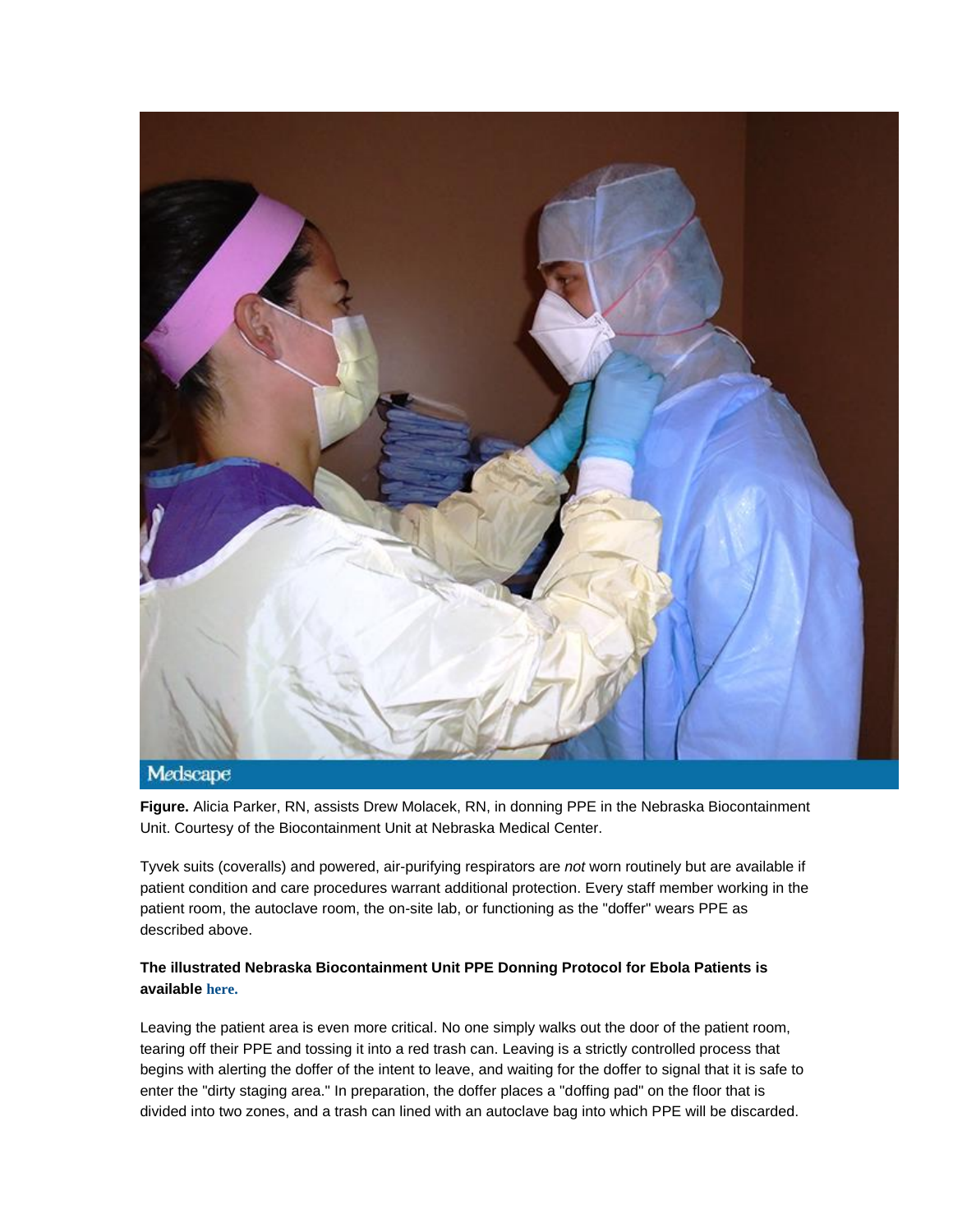**Figure.** Alicia Parker, RN, assists Drew Molacek, RN, in donning PPE in the Nebraska Biocontainment Unit. Courtesy of the Biocontainment Unit at Nebraska Medical Center.

Tyvek suits (coveralls) and powered, air-purifying respirators are *not* worn routinely but are available if patient condition and care procedures warrant additional protection. Every staff member working in the patient room, the autoclave room, the on-site lab, or functioning as the "doffer" wears PPE as described above.

**The illustrated Nebraska Biocontainment Unit PPE Donning Protocol for Ebola Patients is available here.**

Leaving the patient area is even more critical. No one simply walks out the door of the patient room, tearing off their PPE and tossing it into a red trash can. Leaving is a strictly controlled process that begins with alerting the doffer of the intent to leave, and waiting for the doffer to signal that it is safe to enter the "dirty staging area." In preparation, the doffer places a "doffing pad" on the floor that is divided into two zones, and a trash can lined with an autoclave bag into which PPE will be discarded.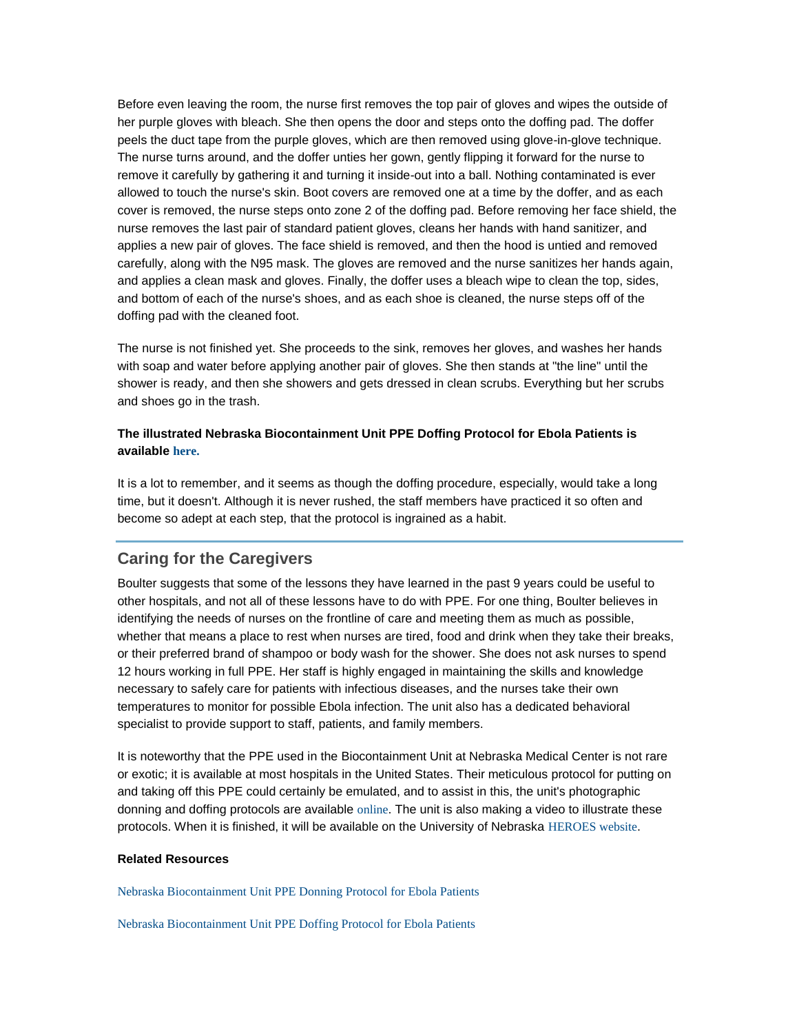Before even leaving the room, the nurse first removes the top pair of gloves and wipes the outside of her purple gloves with bleach. She then opens the door and steps onto the doffing pad. The doffer peels the duct tape from the purple gloves, which are then removed using glove-in-glove technique. The nurse turns around, and the doffer unties her gown, gently flipping it forward for the nurse to remove it carefully by gathering it and turning it inside-out into a ball. Nothing contaminated is ever allowed to touch the nurse's skin. Boot covers are removed one at a time by the doffer, and as each cover is removed, the nurse steps onto zone 2 of the doffing pad. Before removing her face shield, the nurse removes the last pair of standard patient gloves, cleans her hands with hand sanitizer, and applies a new pair of gloves. The face shield is removed, and then the hood is untied and removed carefully, along with the N95 mask. The gloves are removed and the nurse sanitizes her hands again, and applies a clean mask and gloves. Finally, the doffer uses a bleach wipe to clean the top, sides, and bottom of each of the nurse's shoes, and as each shoe is cleaned, the nurse steps off of the doffing pad with the cleaned foot.

The nurse is not finished yet. She proceeds to the sink, removes her gloves, and washes her hands with soap and water before applying another pair of gloves. She then stands at "the line" until the shower is ready, and then she showers and gets dressed in clean scrubs. Everything but her scrubs and shoes go in the trash.

**The illustrated Nebraska Biocontainment Unit PPE Doffing Protocol for Ebola Patients is available here.**

It is a lot to remember, and it seems as though the doffing procedure, especially, would take a long time, but it doesn't. Although it is never rushed, the staff members have practiced it so often and become so adept at each step, that the protocol is ingrained as a habit.

## Caring for the Caregivers

Boulter suggests that some of the lessons they have learned in the past 9 years could be useful to other hospitals, and not all of these lessons have to do with PPE. For one thing, Boulter believes in identifying the needs of nurses on the frontline of care and meeting them as much as possible, whether that means a place to rest when nurses are tired, food and drink when they take their breaks, or their preferred brand of shampoo or body wash for the shower. She does not ask nurses to spend 12 hours working in full PPE. Her staff is highly engaged in maintaining the skills and knowledge necessary to safely care for patients with infectious diseases, and the nurses take their own temperatures to monitor for possible Ebola infection. The unit also has a dedicated behavioral specialist to provide support to staff, patients, and family members.

It is noteworthy that the PPE used in the Biocontainment Unit at Nebraska Medical Center is not rare or exotic; it is available at most hospitals in the United States. Their meticulous protocol for putting on and taking off this PPE could certainly be emulated, and to assist in this, the unit's photographic donning and doffing protocols are available online. The unit is also making a video to illustrate these protocols. When it is finished, it will be available on the University of Nebraska HEROES website.

**Related Resources**

Nebraska Biocontainment Unit PPE Donning Protocol for Ebola Patients

Nebraska Biocontainment Unit PPE Doffing Protocol for Ebola Patients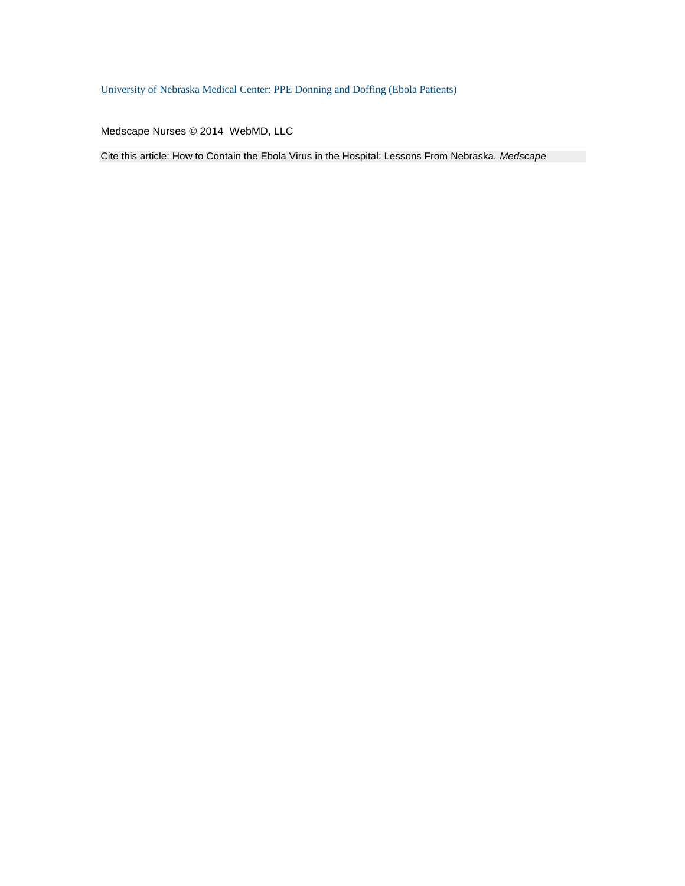University of Nebraska Medical Center: PPE Donning and Doffing (Ebola Patients)

Medscape Nurses © 2014 WebMD, LLC

Cite this article: How to Contain the Ebola Virus in the Hospital: Lessons From Nebraska. *Medscape*